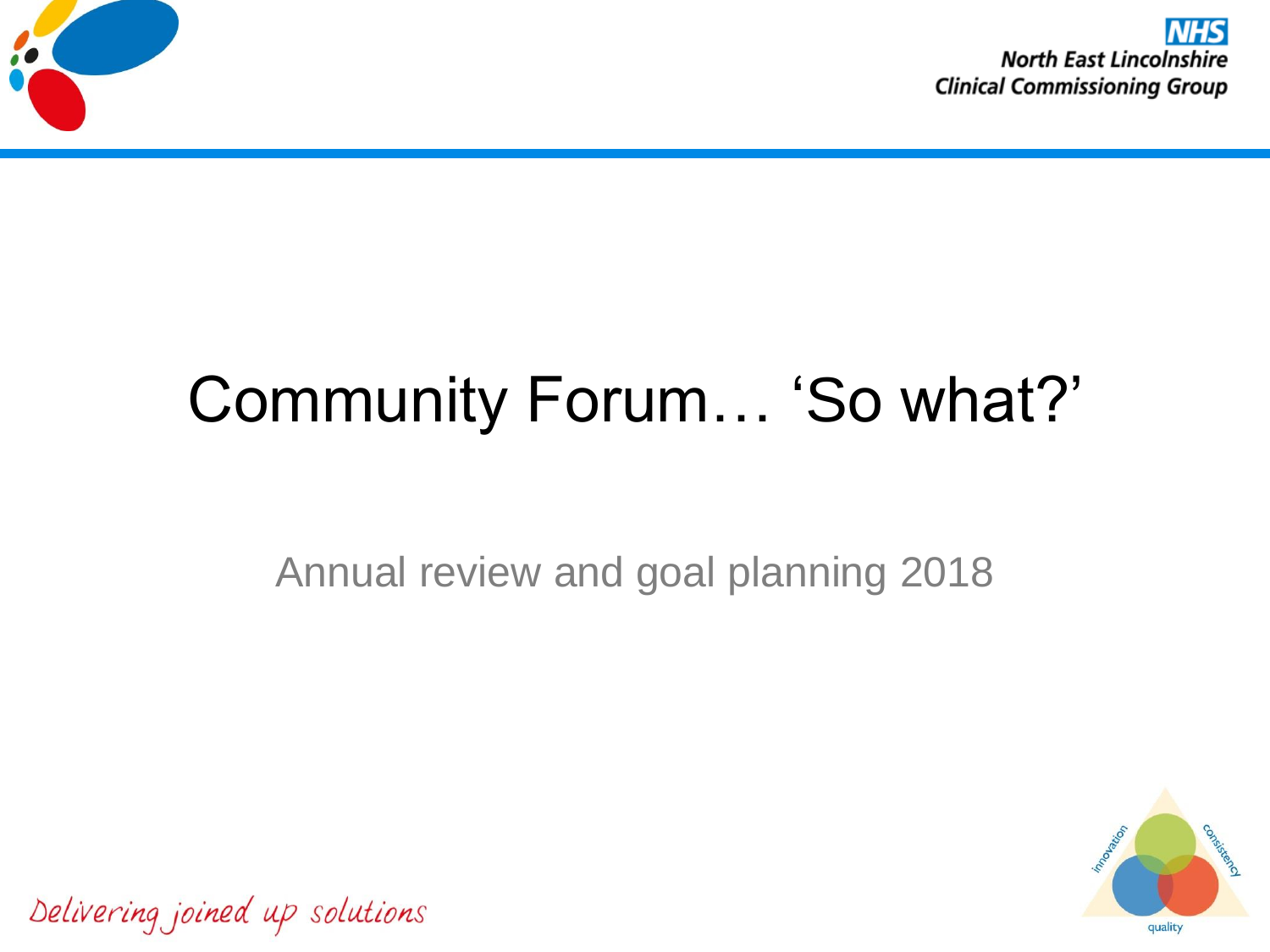North East Lincolnshire Clinical Commissioning Group

# Community Forum… 'So what?'

Annual review and goal planning 2018

*Delivering joined up solutions*

innovation consistency quality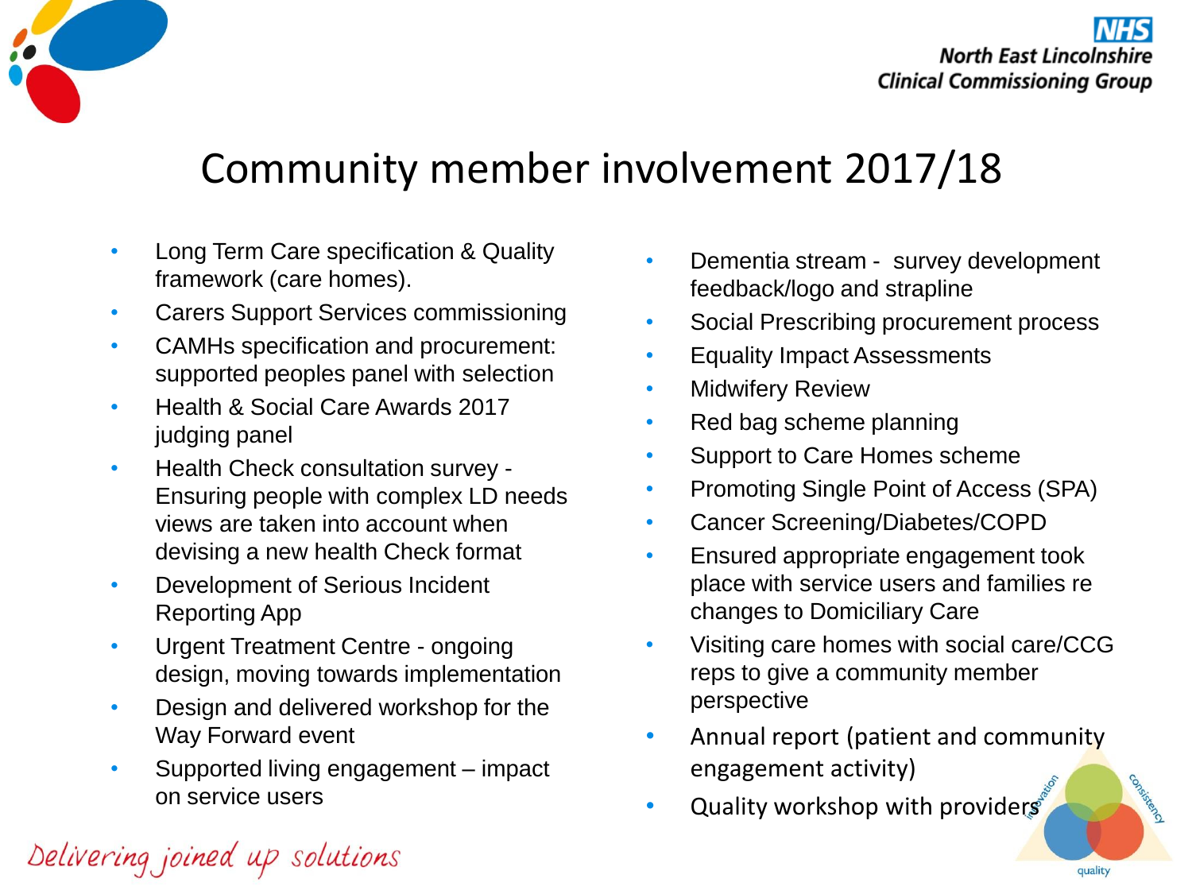# Community member involvement 2017/18

- Long Term Care specification & Quality framework (care homes).
- Carers Support Services commissioning
- CAMHs specification and procurement: supported peoples panel with selection
- Health & Social Care Awards 2017 judging panel
- Health Check consultation survey - Ensuring people with complex LD needs views are taken into account when devising a new health Check format
- Development of Serious Incident Reporting App
- Urgent Treatment Centre - ongoing design, moving towards implementation
- Design and delivered workshop for the Way Forward event
- Supported living engagement – impact on service users
- Dementia stream - survey development feedback/logo and strapline
- Social Prescribing procurement process
- Equality Impact Assessments
- Midwifery Review
- Red bag scheme planning
- Support to Care Homes scheme
- Promoting Single Point of Access (SPA)
- Cancer Screening/Diabetes/COPD
- Ensured appropriate engagement took place with service users and families re changes to Domiciliary Care
- Visiting care homes with social care/CCG reps to give a community member perspective
- Annual report (patient and community engagement activity)
- Quality workshop with providers

*Delivering joined up solutions*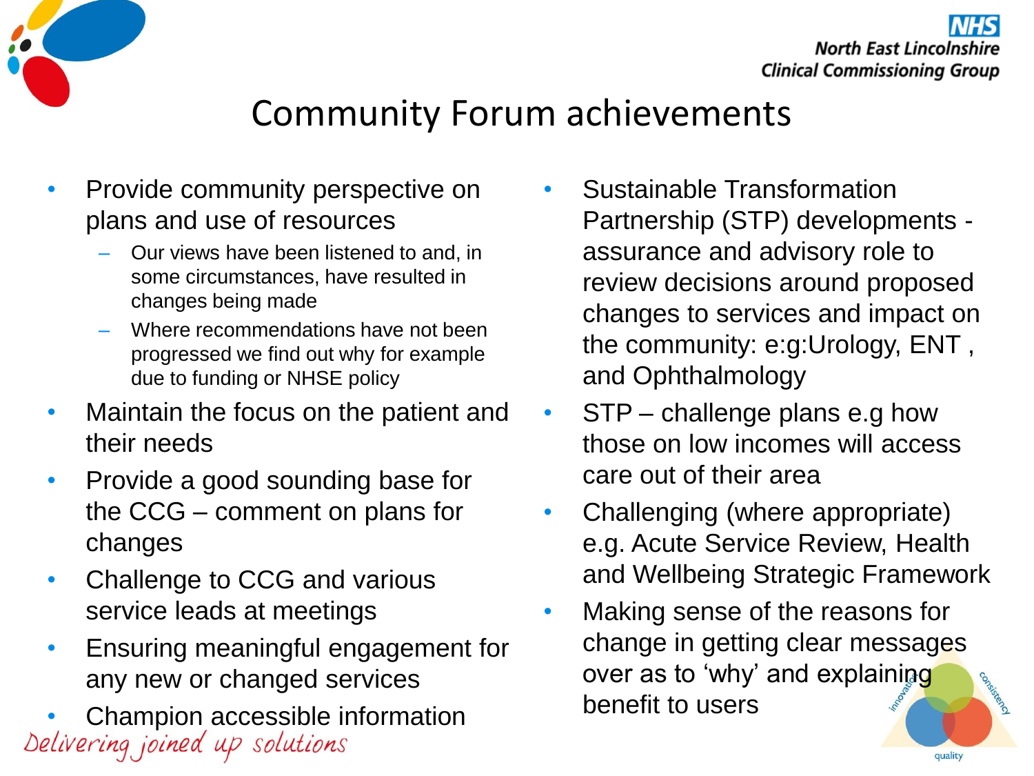# Community Forum achievements

- Provide community perspective on plans and use of resources
  - Our views have been listened to and, in some circumstances, have resulted in changes being made
  - Where recommendations have not been progressed we find out why for example due to funding or NHSE policy
- Maintain the focus on the patient and their needs
- Provide a good sounding base for the CCG – comment on plans for changes
- Challenge to CCG and various service leads at meetings
- Ensuring meaningful engagement for any new or changed services
- Champion accessible information
- Sustainable Transformation Partnership (STP) developments - assurance and advisory role to review decisions around proposed changes to services and impact on the community: e:g:Urology, ENT , and Ophthalmology
- STP – challenge plans e.g how those on low incomes will access care out of their area
- Challenging (where appropriate) e.g. Acute Service Review, Health and Wellbeing Strategic Framework
- Making sense of the reasons for change in getting clear messages over as to 'why' and explaining benefit to users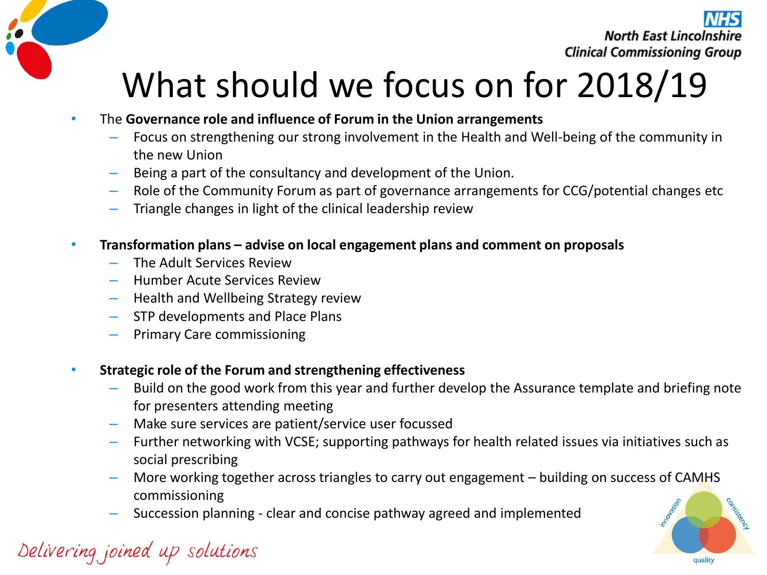# What should we focus on for 2018/19

- The **Governance role and influence of Forum in the Union arrangements**
  - Focus on strengthening our strong involvement in the Health and Well-being of the community in the new Union
  - Being a part of the consultancy and development of the Union.
  - Role of the Community Forum as part of governance arrangements for CCG/potential changes etc
  - Triangle changes in light of the clinical leadership review
- **Transformation plans – advise on local engagement plans and comment on proposals**
  - The Adult Services Review
  - Humber Acute Services Review
  - Health and Wellbeing Strategy review
  - STP developments and Place Plans
  - Primary Care commissioning
- **Strategic role of the Forum and strengthening effectiveness**
  - Build on the good work from this year and further develop the Assurance template and briefing note for presenters attending meeting
  - Make sure services are patient/service user focussed
  - Further networking with VCSE; supporting pathways for health related issues via initiatives such as social prescribing
  - More working together across triangles to carry out engagement – building on success of CAMHS commissioning
  - Succession planning - clear and concise pathway agreed and implemented